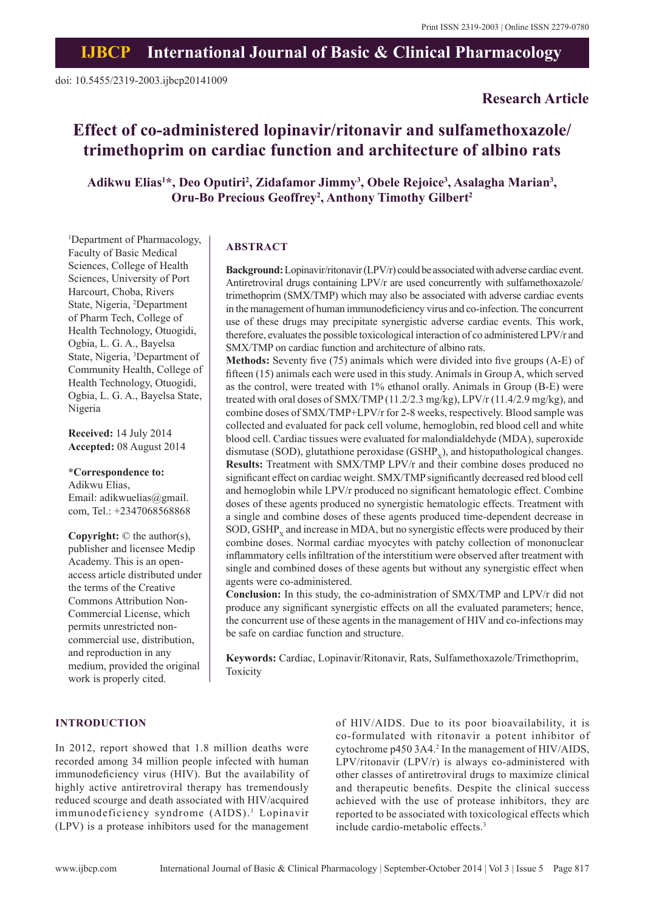doi: 10.5455/2319-2003.ijbcp20141009

**Research Article**

# Effect of co-administered lopinavir/ritonavir and sulfamethoxazole/trimethoprim on cardiac function and architecture of albino rats

**Adikwu Elias[1]*, Deo Oputiri[2], Zidafamor Jimmy[3], Obele Rejoice[3], Asalagha Marian[3], Oru-Bo Precious Geoffrey[2], Anthony Timothy Gilbert[2]**

[1]Department of Pharmacology, Faculty of Basic Medical Sciences, College of Health Sciences, University of Port Harcourt, Choba, Rivers State, Nigeria, [2]Department of Pharm Tech, College of Health Technology, Otuogidi, Ogbia, L. G. A., Bayelsa State, Nigeria, [3]Department of Community Health, College of Health Technology, Otuogidi, Ogbia, L. G. A., Bayelsa State, Nigeria

**Received:** 14 July 2014
**Accepted:** 08 August 2014

**\*Correspondence to:**
Adikwu Elias,
Email: adikwuelias@gmail.com, Tel.: +2347068568868

**Copyright:** © the author(s), publisher and licensee Medip Academy. This is an open-access article distributed under the terms of the Creative Commons Attribution Non-Commercial License, which permits unrestricted non-commercial use, distribution, and reproduction in any medium, provided the original work is properly cited.

## ABSTRACT

**Background:** Lopinavir/ritonavir (LPV/r) could be associated with adverse cardiac event. Antiretroviral drugs containing LPV/r are used concurrently with sulfamethoxazole/trimethoprim (SMX/TMP) which may also be associated with adverse cardiac events in the management of human immunodeficiency virus and co-infection. The concurrent use of these drugs may precipitate synergistic adverse cardiac events. This work, therefore, evaluates the possible toxicological interaction of co administered LPV/r and SMX/TMP on cardiac function and architecture of albino rats.

**Methods:** Seventy five (75) animals which were divided into five groups (A-E) of fifteen (15) animals each were used in this study. Animals in Group A, which served as the control, were treated with 1% ethanol orally. Animals in Group (B-E) were treated with oral doses of SMX/TMP (11.2/2.3 mg/kg), LPV/r (11.4/2.9 mg/kg), and combine doses of SMX/TMP+LPV/r for 2-8 weeks, respectively. Blood sample was collected and evaluated for pack cell volume, hemoglobin, red blood cell and white blood cell. Cardiac tissues were evaluated for malondialdehyde (MDA), superoxide dismutase (SOD), glutathione peroxidase ($GSHP_x$), and histopathological changes.

**Results:** Treatment with SMX/TMP LPV/r and their combine doses produced no significant effect on cardiac weight. SMX/TMP significantly decreased red blood cell and hemoglobin while LPV/r produced no significant hematologic effect. Combine doses of these agents produced no synergistic hematologic effects. Treatment with a single and combine doses of these agents produced time-dependent decrease in SOD, $GSHP_x$ and increase in MDA, but no synergistic effects were produced by their combine doses. Normal cardiac myocytes with patchy collection of mononuclear inflammatory cells infiltration of the interstitium were observed after treatment with single and combined doses of these agents but without any synergistic effect when agents were co-administered.

**Conclusion:** In this study, the co-administration of SMX/TMP and LPV/r did not produce any significant synergistic effects on all the evaluated parameters; hence, the concurrent use of these agents in the management of HIV and co-infections may be safe on cardiac function and structure.

**Keywords:** Cardiac, Lopinavir/Ritonavir, Rats, Sulfamethoxazole/Trimethoprim, Toxicity

## INTRODUCTION

In 2012, report showed that 1.8 million deaths were recorded among 34 million people infected with human immunodeficiency virus (HIV). But the availability of highly active antiretroviral therapy has tremendously reduced scourge and death associated with HIV/acquired immunodeficiency syndrome (AIDS).[1] Lopinavir (LPV) is a protease inhibitors used for the management of HIV/AIDS. Due to its poor bioavailability, it is co-formulated with ritonavir a potent inhibitor of cytochrome p450 3A4.[2] In the management of HIV/AIDS, LPV/ritonavir (LPV/r) is always co-administered with other classes of antiretroviral drugs to maximize clinical and therapeutic benefits. Despite the clinical success achieved with the use of protease inhibitors, they are reported to be associated with toxicological effects which include cardio-metabolic effects.[3]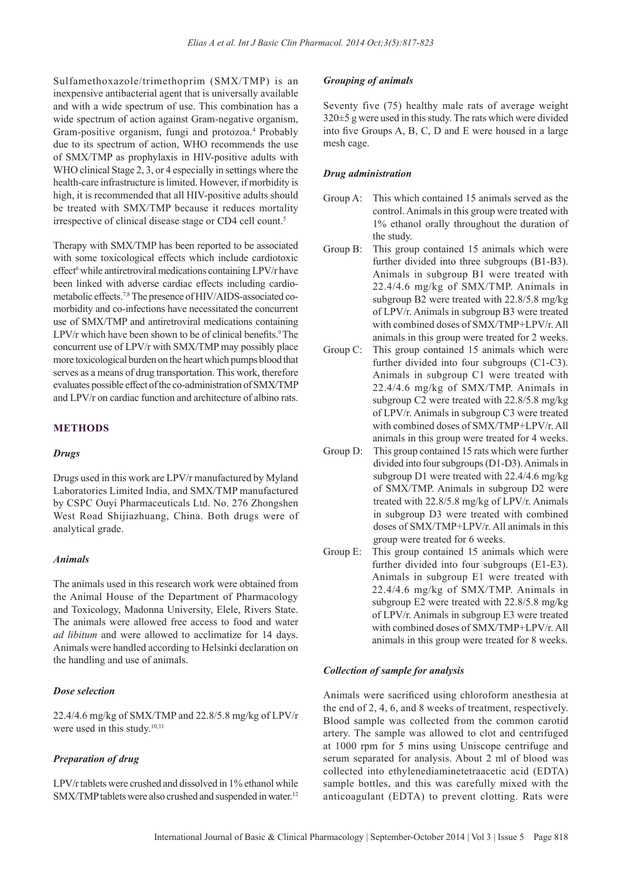Sulfamethoxazole/trimethoprim (SMX/TMP) is an inexpensive antibacterial agent that is universally available and with a wide spectrum of use. This combination has a wide spectrum of action against Gram-negative organism, Gram-positive organism, fungi and protozoa.[4] Probably due to its spectrum of action, WHO recommends the use of SMX/TMP as prophylaxis in HIV-positive adults with WHO clinical Stage 2, 3, or 4 especially in settings where the health-care infrastructure is limited. However, if morbidity is high, it is recommended that all HIV-positive adults should be treated with SMX/TMP because it reduces mortality irrespective of clinical disease stage or CD4 cell count.[5]

Therapy with SMX/TMP has been reported to be associated with some toxicological effects which include cardiotoxic effect[6] while antiretroviral medications containing LPV/r have been linked with adverse cardiac effects including cardio-metabolic effects.[7,8] The presence of HIV/AIDS-associated co-morbidity and co-infections have necessitated the concurrent use of SMX/TMP and antiretroviral medications containing LPV/r which have been shown to be of clinical benefits.[9] The concurrent use of LPV/r with SMX/TMP may possibly place more toxicological burden on the heart which pumps blood that serves as a means of drug transportation. This work, therefore evaluates possible effect of the co-administration of SMX/TMP and LPV/r on cardiac function and architecture of albino rats.

## METHODS

### *Drugs*

Drugs used in this work are LPV/r manufactured by Myland Laboratories Limited India, and SMX/TMP manufactured by CSPC Ouyi Pharmaceuticals Ltd. No. 276 Zhongshen West Road Shijiazhuang, China. Both drugs were of analytical grade.

### *Animals*

The animals used in this research work were obtained from the Animal House of the Department of Pharmacology and Toxicology, Madonna University, Elele, Rivers State. The animals were allowed free access to food and water *ad libitum* and were allowed to acclimatize for 14 days. Animals were handled according to Helsinki declaration on the handling and use of animals.

### *Dose selection*

22.4/4.6 mg/kg of SMX/TMP and 22.8/5.8 mg/kg of LPV/r were used in this study.[10,11]

### *Preparation of drug*

LPV/r tablets were crushed and dissolved in 1% ethanol while SMX/TMP tablets were also crushed and suspended in water.[12]

### *Grouping of animals*

Seventy five (75) healthy male rats of average weight 320±5 g were used in this study. The rats which were divided into five Groups A, B, C, D and E were housed in a large mesh cage.

### *Drug administration*

- Group A: This which contained 15 animals served as the control. Animals in this group were treated with 1% ethanol orally throughout the duration of the study.
- Group B: This group contained 15 animals which were further divided into three subgroups (B1-B3). Animals in subgroup B1 were treated with 22.4/4.6 mg/kg of SMX/TMP. Animals in subgroup B2 were treated with 22.8/5.8 mg/kg of LPV/r. Animals in subgroup B3 were treated with combined doses of SMX/TMP+LPV/r. All animals in this group were treated for 2 weeks.
- Group C: This group contained 15 animals which were further divided into four subgroups (C1-C3). Animals in subgroup C1 were treated with 22.4/4.6 mg/kg of SMX/TMP. Animals in subgroup C2 were treated with 22.8/5.8 mg/kg of LPV/r. Animals in subgroup C3 were treated with combined doses of SMX/TMP+LPV/r. All animals in this group were treated for 4 weeks.
- Group D: This group contained 15 rats which were further divided into four subgroups (D1-D3). Animals in subgroup D1 were treated with 22.4/4.6 mg/kg of SMX/TMP. Animals in subgroup D2 were treated with 22.8/5.8 mg/kg of LPV/r. Animals in subgroup D3 were treated with combined doses of SMX/TMP+LPV/r. All animals in this group were treated for 6 weeks.
- Group E: This group contained 15 animals which were further divided into four subgroups (E1-E3). Animals in subgroup E1 were treated with 22.4/4.6 mg/kg of SMX/TMP. Animals in subgroup E2 were treated with 22.8/5.8 mg/kg of LPV/r. Animals in subgroup E3 were treated with combined doses of SMX/TMP+LPV/r. All animals in this group were treated for 8 weeks.

### *Collection of sample for analysis*

Animals were sacrificed using chloroform anesthesia at the end of 2, 4, 6, and 8 weeks of treatment, respectively. Blood sample was collected from the common carotid artery. The sample was allowed to clot and centrifuged at 1000 rpm for 5 mins using Uniscope centrifuge and serum separated for analysis. About 2 ml of blood was collected into ethylenediaminetetraacetic acid (EDTA) sample bottles, and this was carefully mixed with the anticoagulant (EDTA) to prevent clotting. Rats were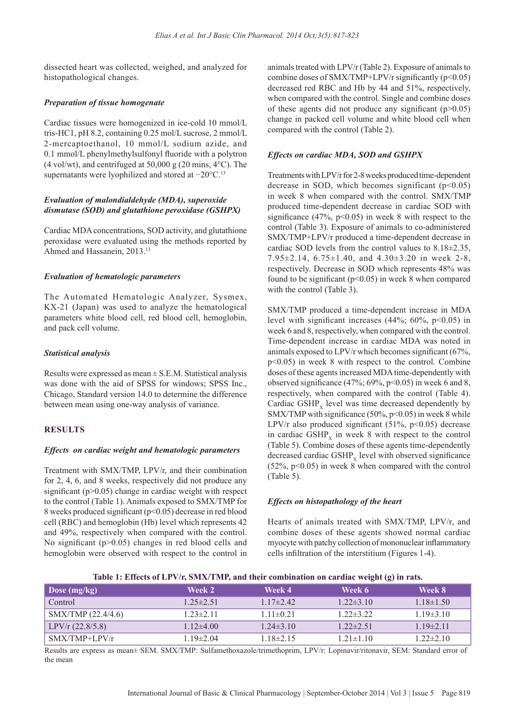dissected heart was collected, weighed, and analyzed for histopathological changes.

### *Preparation of tissue homogenate*

Cardiac tissues were homogenized in ice-cold 10 mmol/L tris-HC1, pH 8.2, containing 0.25 mol/L sucrose, 2 mmol/L 2-mercaptoethanol, 10 mmol/L sodium azide, and 0.1 mmol/L phenylmethylsulfonyl fluoride with a polytron (4 vol/wt), and centrifuged at 50,000 g (20 mins, 4°C). The supernatants were lyophilized and stored at −20°C.[13]

### *Evaluation of malondialdehyde (MDA), superoxide dismutase (SOD) and glutathione peroxidase (GSHPX)*

Cardiac MDA concentrations, SOD activity, and glutathione peroxidase were evaluated using the methods reported by Ahmed and Hassanein, 2013.[13]

### *Evaluation of hematologic parameters*

The Automated Hematologic Analyzer, Sysmex, KX-21 (Japan) was used to analyze the hematological parameters white blood cell, red blood cell, hemoglobin, and pack cell volume.

### *Statistical analysis*

Results were expressed as mean ± S.E.M. Statistical analysis was done with the aid of SPSS for windows; SPSS Inc., Chicago, Standard version 14.0 to determine the difference between mean using one-way analysis of variance.

## RESULTS

### *Effects on cardiac weight and hematologic parameters*

Treatment with SMX/TMP, LPV/r, and their combination for 2, 4, 6, and 8 weeks, respectively did not produce any significant ($p>0.05$) change in cardiac weight with respect to the control (Table 1). Animals exposed to SMX/TMP for 8 weeks produced significant ($p<0.05$) decrease in red blood cell (RBC) and hemoglobin (Hb) level which represents 42 and 49%, respectively when compared with the control. No significant ($p>0.05$) changes in red blood cells and hemoglobin were observed with respect to the control in animals treated with LPV/r (Table 2). Exposure of animals to combine doses of SMX/TMP+LPV/r significantly ($p<0.05$) decreased red RBC and Hb by 44 and 51%, respectively, when compared with the control. Single and combine doses of these agents did not produce any significant ($p>0.05$) change in packed cell volume and white blood cell when compared with the control (Table 2).

### *Effects on cardiac MDA, SOD and GSHPX*

Treatments with LPV/r for 2-8 weeks produced time-dependent decrease in SOD, which becomes significant ($p<0.05$) in week 8 when compared with the control. SMX/TMP produced time-dependent decrease in cardiac SOD with significance (47%, $p<0.05$) in week 8 with respect to the control (Table 3). Exposure of animals to co-administered SMX/TMP+LPV/r produced a time-dependent decrease in cardiac SOD levels from the control values to 8.18±2.35, 7.95±2.14, 6.75±1.40, and 4.30±3.20 in week 2-8, respectively. Decrease in SOD which represents 48% was found to be significant ($p<0.05$) in week 8 when compared with the control (Table 3).

SMX/TMP produced a time-dependent increase in MDA level with significant increases (44%; 60%, $p<0.05$) in week 6 and 8, respectively, when compared with the control. Time-dependent increase in cardiac MDA was noted in animals exposed to LPV/r which becomes significant (67%, $p<0.05$) in week 8 with respect to the control. Combine doses of these agents increased MDA time-dependently with observed significance (47%; 69%, $p<0.05$) in week 6 and 8, respectively, when compared with the control (Table 4). Cardiac $GSHP_x$ level was time decreased dependently by SMX/TMP with significance (50%, $p<0.05$) in week 8 while LPV/r also produced significant (51%, $p<0.05$) decrease in cardiac $GSHP_x$ in week 8 with respect to the control (Table 5). Combine doses of these agents time-dependently decreased cardiac $GSHP_x$ level with observed significance (52%, $p<0.05$) in week 8 when compared with the control (Table 5).

### *Effects on histopathology of the heart*

Hearts of animals treated with SMX/TMP, LPV/r, and combine doses of these agents showed normal cardiac myocyte with patchy collection of mononuclear inflammatory cells infiltration of the interstitium (Figures 1-4).

**Table 1: Effects of LPV/r, SMX/TMP, and their combination on cardiac weight (g) in rats.**

| Dose (mg/kg) | Week 2 | Week 4 | Week 6 | Week 8 |
|---|---|---|---|---|
| Control | 1.25±2.51 | 1.17±2.42 | 1.22±3.10 | 1.18±1.50 |
| SMX/TMP (22.4/4.6) | 1.23±2.11 | 1.11±0.21 | 1.22±3.22 | 1.19±3.10 |
| LPV/r (22.8/5.8) | 1.12±4.00 | 1.24±3.10 | 1.22±2.51 | 1.19±2.11 |
| SMX/TMP+LPV/r | 1.19±2.04 | 1.18±2.15 | 1.21±1.10 | 1.22±2.10 |

Results are express as mean± SEM. SMX/TMP: Sulfamethoxazole/trimethoprim, LPV/r: Lopinavir/ritonavir, SEM: Standard error of the mean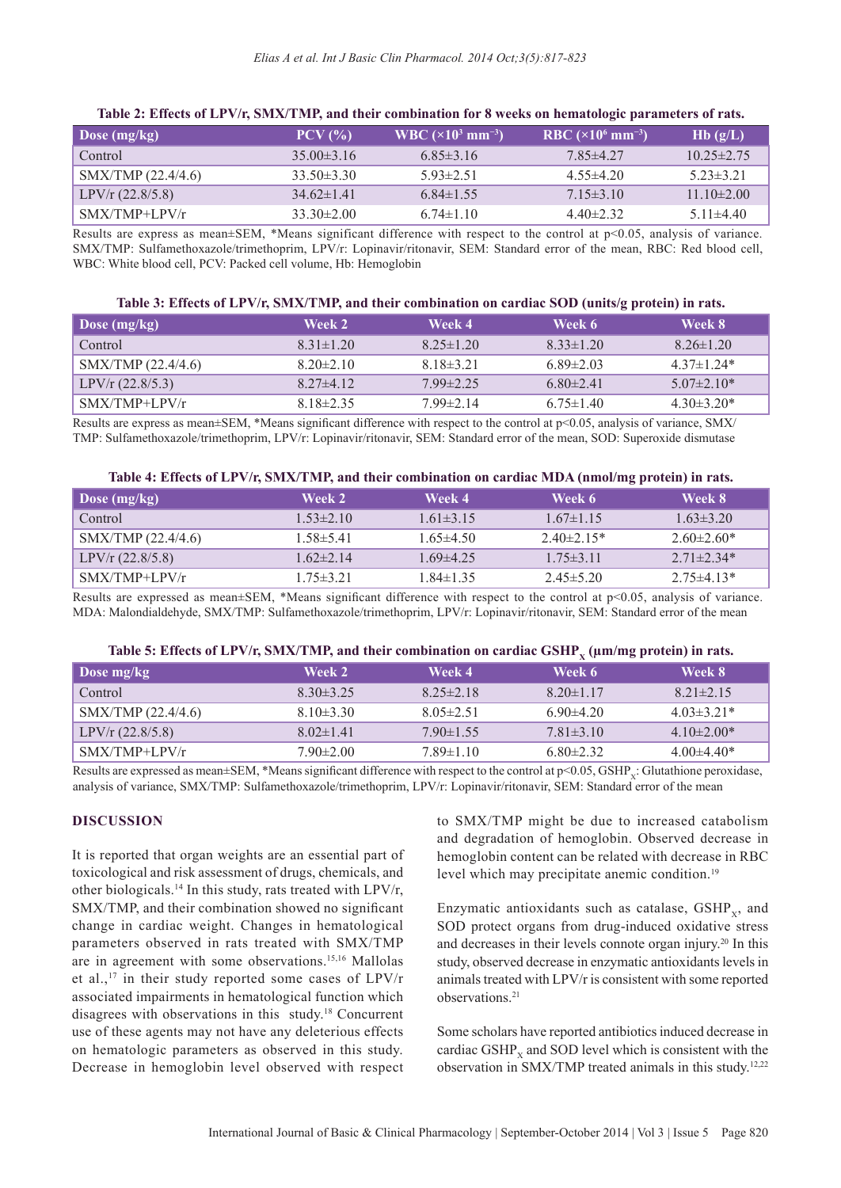**Table 2: Effects of LPV/r, SMX/TMP, and their combination for 8 weeks on hematologic parameters of rats.**

| Dose (mg/kg) | PCV (%) | WBC ($\times 10^3$ mm$^{-3}$) | RBC ($\times 10^6$ mm$^{-3}$) | Hb (g/L) |
|---|---|---|---|---|
| Control | 35.00±3.16 | 6.85±3.16 | 7.85±4.27 | 10.25±2.75 |
| SMX/TMP (22.4/4.6) | 33.50±3.30 | 5.93±2.51 | 4.55±4.20 | 5.23±3.21 |
| LPV/r (22.8/5.8) | 34.62±1.41 | 6.84±1.55 | 7.15±3.10 | 11.10±2.00 |
| SMX/TMP+LPV/r | 33.30±2.00 | 6.74±1.10 | 4.40±2.32 | 5.11±4.40 |

Results are express as mean±SEM, *Means significant difference with respect to the control at p<0.05, analysis of variance. SMX/TMP: Sulfamethoxazole/trimethoprim, LPV/r: Lopinavir/ritonavir, SEM: Standard error of the mean, RBC: Red blood cell, WBC: White blood cell, PCV: Packed cell volume, Hb: Hemoglobin

**Table 3: Effects of LPV/r, SMX/TMP, and their combination on cardiac SOD (units/g protein) in rats.**

| Dose (mg/kg) | Week 2 | Week 4 | Week 6 | Week 8 |
|---|---|---|---|---|
| Control | 8.31±1.20 | 8.25±1.20 | 8.33±1.20 | 8.26±1.20 |
| SMX/TMP (22.4/4.6) | 8.20±2.10 | 8.18±3.21 | 6.89±2.03 | 4.37±1.24* |
| LPV/r (22.8/5.3) | 8.27±4.12 | 7.99±2.25 | 6.80±2.41 | 5.07±2.10* |
| SMX/TMP+LPV/r | 8.18±2.35 | 7.99±2.14 | 6.75±1.40 | 4.30±3.20* |

Results are express as mean±SEM, *Means significant difference with respect to the control at p<0.05, analysis of variance, SMX/TMP: Sulfamethoxazole/trimethoprim, LPV/r: Lopinavir/ritonavir, SEM: Standard error of the mean, SOD: Superoxide dismutase

**Table 4: Effects of LPV/r, SMX/TMP, and their combination on cardiac MDA (nmol/mg protein) in rats.**

| Dose (mg/kg) | Week 2 | Week 4 | Week 6 | Week 8 |
|---|---|---|---|---|
| Control | 1.53±2.10 | 1.61±3.15 | 1.67±1.15 | 1.63±3.20 |
| SMX/TMP (22.4/4.6) | 1.58±5.41 | 1.65±4.50 | 2.40±2.15* | 2.60±2.60* |
| LPV/r (22.8/5.8) | 1.62±2.14 | 1.69±4.25 | 1.75±3.11 | 2.71±2.34* |
| SMX/TMP+LPV/r | 1.75±3.21 | 1.84±1.35 | 2.45±5.20 | 2.75±4.13* |

Results are expressed as mean±SEM, *Means significant difference with respect to the control at p<0.05, analysis of variance. MDA: Malondialdehyde, SMX/TMP: Sulfamethoxazole/trimethoprim, LPV/r: Lopinavir/ritonavir, SEM: Standard error of the mean

**Table 5: Effects of LPV/r, SMX/TMP, and their combination on cardiac $GSHP_x$ (µm/mg protein) in rats.**

| Dose mg/kg | Week 2 | Week 4 | Week 6 | Week 8 |
|---|---|---|---|---|
| Control | 8.30±3.25 | 8.25±2.18 | 8.20±1.17 | 8.21±2.15 |
| SMX/TMP (22.4/4.6) | 8.10±3.30 | 8.05±2.51 | 6.90±4.20 | 4.03±3.21* |
| LPV/r (22.8/5.8) | 8.02±1.41 | 7.90±1.55 | 7.81±3.10 | 4.10±2.00* |
| SMX/TMP+LPV/r | 7.90±2.00 | 7.89±1.10 | 6.80±2.32 | 4.00±4.40* |

Results are expressed as mean±SEM, *Means significant difference with respect to the control at p<0.05, $GSHP_x$: Glutathione peroxidase, analysis of variance, SMX/TMP: Sulfamethoxazole/trimethoprim, LPV/r: Lopinavir/ritonavir, SEM: Standard error of the mean

## DISCUSSION

It is reported that organ weights are an essential part of toxicological and risk assessment of drugs, chemicals, and other biologicals.[14] In this study, rats treated with LPV/r, SMX/TMP, and their combination showed no significant change in cardiac weight. Changes in hematological parameters observed in rats treated with SMX/TMP are in agreement with some observations.[15,16] Mallolas et al.,[17] in their study reported some cases of LPV/r associated impairments in hematological function which disagrees with observations in this study.[18] Concurrent use of these agents may not have any deleterious effects on hematologic parameters as observed in this study. Decrease in hemoglobin level observed with respect to SMX/TMP might be due to increased catabolism and degradation of hemoglobin. Observed decrease in hemoglobin content can be related with decrease in RBC level which may precipitate anemic condition.[19]

Enzymatic antioxidants such as catalase, $GSHP_x$, and SOD protect organs from drug-induced oxidative stress and decreases in their levels connote organ injury.[20] In this study, observed decrease in enzymatic antioxidants levels in animals treated with LPV/r is consistent with some reported observations.[21]

Some scholars have reported antibiotics induced decrease in cardiac $GSHP_x$ and SOD level which is consistent with the observation in SMX/TMP treated animals in this study.[12,22]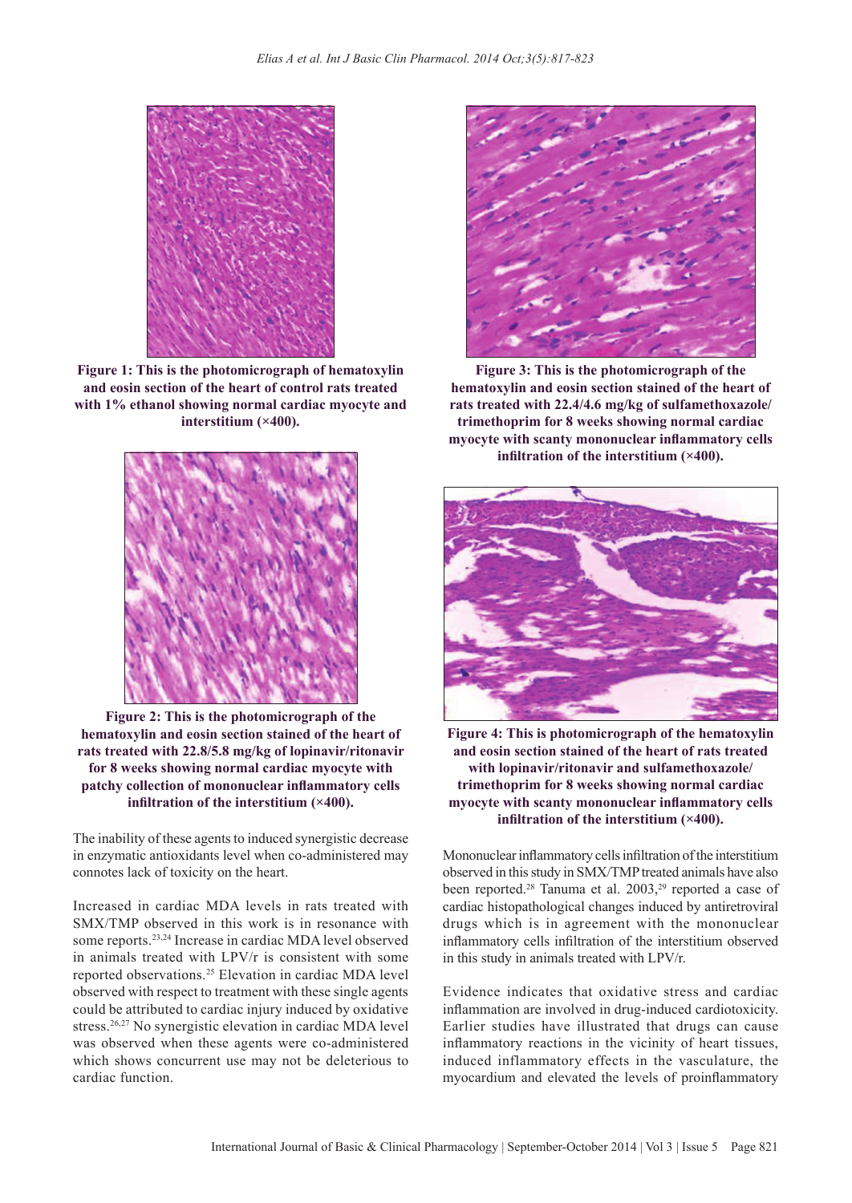Figure 1: This is the photomicrograph of hematoxylin and eosin section of the heart of control rats treated with 1% ethanol showing normal cardiac myocyte and interstitium (×400).

Figure 2: This is the photomicrograph of the hematoxylin and eosin section stained of the heart of rats treated with 22.8/5.8 mg/kg of lopinavir/ritonavir for 8 weeks showing normal cardiac myocyte with patchy collection of mononuclear inflammatory cells infiltration of the interstitium (×400).

The inability of these agents to induced synergistic decrease in enzymatic antioxidants level when co-administered may connotes lack of toxicity on the heart.

Increased in cardiac MDA levels in rats treated with SMX/TMP observed in this work is in resonance with some reports.[23,24] Increase in cardiac MDA level observed in animals treated with LPV/r is consistent with some reported observations.[25] Elevation in cardiac MDA level observed with respect to treatment with these single agents could be attributed to cardiac injury induced by oxidative stress.[26,27] No synergistic elevation in cardiac MDA level was observed when these agents were co-administered which shows concurrent use may not be deleterious to cardiac function.

Figure 3: This is the photomicrograph of the hematoxylin and eosin section stained of the heart of rats treated with 22.4/4.6 mg/kg of sulfamethoxazole/trimethoprim for 8 weeks showing normal cardiac myocyte with scanty mononuclear inflammatory cells infiltration of the interstitium (×400).

Figure 4: This is photomicrograph of the hematoxylin and eosin section stained of the heart of rats treated with lopinavir/ritonavir and sulfamethoxazole/trimethoprim for 8 weeks showing normal cardiac myocyte with scanty mononuclear inflammatory cells infiltration of the interstitium (×400).

Mononuclear inflammatory cells infiltration of the interstitium observed in this study in SMX/TMP treated animals have also been reported.[28] Tanuma et al. 2003,[29] reported a case of cardiac histopathological changes induced by antiretroviral drugs which is in agreement with the mononuclear inflammatory cells infiltration of the interstitium observed in this study in animals treated with LPV/r.

Evidence indicates that oxidative stress and cardiac inflammation are involved in drug-induced cardiotoxicity. Earlier studies have illustrated that drugs can cause inflammatory reactions in the vicinity of heart tissues, induced inflammatory effects in the vasculature, the myocardium and elevated the levels of proinflammatory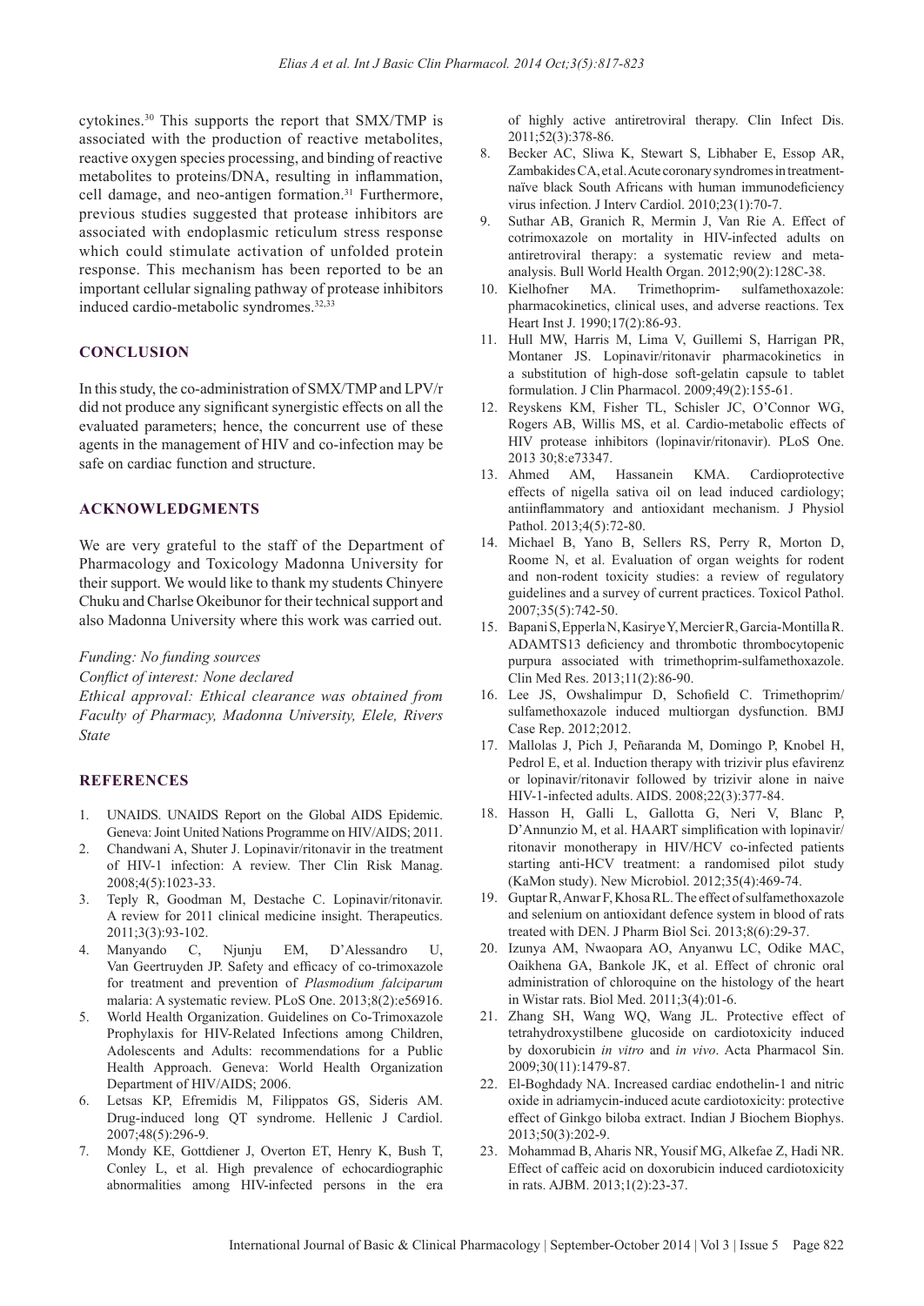cytokines.[30] This supports the report that SMX/TMP is associated with the production of reactive metabolites, reactive oxygen species processing, and binding of reactive metabolites to proteins/DNA, resulting in inflammation, cell damage, and neo-antigen formation.[31] Furthermore, previous studies suggested that protease inhibitors are associated with endoplasmic reticulum stress response which could stimulate activation of unfolded protein response. This mechanism has been reported to be an important cellular signaling pathway of protease inhibitors induced cardio-metabolic syndromes.[32,33]

## CONCLUSION

In this study, the co-administration of SMX/TMP and LPV/r did not produce any significant synergistic effects on all the evaluated parameters; hence, the concurrent use of these agents in the management of HIV and co-infection may be safe on cardiac function and structure.

## ACKNOWLEDGMENTS

We are very grateful to the staff of the Department of Pharmacology and Toxicology Madonna University for their support. We would like to thank my students Chinyere Chuku and Charlse Okeibunor for their technical support and also Madonna University where this work was carried out.

*Funding: No funding sources*
*Conflict of interest: None declared*
*Ethical approval: Ethical clearance was obtained from Faculty of Pharmacy, Madonna University, Elele, Rivers State*

## REFERENCES

1. UNAIDS. UNAIDS Report on the Global AIDS Epidemic. Geneva: Joint United Nations Programme on HIV/AIDS; 2011.
2. Chandwani A, Shuter J. Lopinavir/ritonavir in the treatment of HIV-1 infection: A review. Ther Clin Risk Manag. 2008;4(5):1023-33.
3. Teply R, Goodman M, Destache C. Lopinavir/ritonavir. A review for 2011 clinical medicine insight. Therapeutics. 2011;3(3):93-102.
4. Manyando C, Njunju EM, D'Alessandro U, Van Geertruyden JP. Safety and efficacy of co-trimoxazole for treatment and prevention of *Plasmodium falciparum* malaria: A systematic review. PLoS One. 2013;8(2):e56916.
5. World Health Organization. Guidelines on Co-Trimoxazole Prophylaxis for HIV-Related Infections among Children, Adolescents and Adults: recommendations for a Public Health Approach. Geneva: World Health Organization Department of HIV/AIDS; 2006.
6. Letsas KP, Efremidis M, Filippatos GS, Sideris AM. Drug-induced long QT syndrome. Hellenic J Cardiol. 2007;48(5):296-9.
7. Mondy KE, Gottdiener J, Overton ET, Henry K, Bush T, Conley L, et al. High prevalence of echocardiographic abnormalities among HIV-infected persons in the era of highly active antiretroviral therapy. Clin Infect Dis. 2011;52(3):378-86.
8. Becker AC, Sliwa K, Stewart S, Libhaber E, Essop AR, Zambakides CA, et al. Acute coronary syndromes in treatment-naïve black South Africans with human immunodeficiency virus infection. J Interv Cardiol. 2010;23(1):70-7.
9. Suthar AB, Granich R, Mermin J, Van Rie A. Effect of cotrimoxazole on mortality in HIV-infected adults on antiretroviral therapy: a systematic review and meta-analysis. Bull World Health Organ. 2012;90(2):128C-38.
10. Kielhofner MA. Trimethoprim- sulfamethoxazole: pharmacokinetics, clinical uses, and adverse reactions. Tex Heart Inst J. 1990;17(2):86-93.
11. Hull MW, Harris M, Lima V, Guillemi S, Harrigan PR, Montaner JS. Lopinavir/ritonavir pharmacokinetics in a substitution of high-dose soft-gelatin capsule to tablet formulation. J Clin Pharmacol. 2009;49(2):155-61.
12. Reyskens KM, Fisher TL, Schisler JC, O'Connor WG, Rogers AB, Willis MS, et al. Cardio-metabolic effects of HIV protease inhibitors (lopinavir/ritonavir). PLoS One. 2013 30;8:e73347.
13. Ahmed AM, Hassanein KMA. Cardioprotective effects of nigella sativa oil on lead induced cardiology; antiinflammatory and antioxidant mechanism. J Physiol Pathol. 2013;4(5):72-80.
14. Michael B, Yano B, Sellers RS, Perry R, Morton D, Roome N, et al. Evaluation of organ weights for rodent and non-rodent toxicity studies: a review of regulatory guidelines and a survey of current practices. Toxicol Pathol. 2007;35(5):742-50.
15. Bapani S, Epperla N, Kasirye Y, Mercier R, Garcia-Montilla R. ADAMTS13 deficiency and thrombotic thrombocytopenic purpura associated with trimethoprim-sulfamethoxazole. Clin Med Res. 2013;11(2):86-90.
16. Lee JS, Owshalimpur D, Schofield C. Trimethoprim/sulfamethoxazole induced multiorgan dysfunction. BMJ Case Rep. 2012;2012.
17. Mallolas J, Pich J, Peñaranda M, Domingo P, Knobel H, Pedrol E, et al. Induction therapy with trizivir plus efavirenz or lopinavir/ritonavir followed by trizivir alone in naive HIV-1-infected adults. AIDS. 2008;22(3):377-84.
18. Hasson H, Galli L, Gallotta G, Neri V, Blanc P, D'Annunzio M, et al. HAART simplification with lopinavir/ritonavir monotherapy in HIV/HCV co-infected patients starting anti-HCV treatment: a randomised pilot study (KaMon study). New Microbiol. 2012;35(4):469-74.
19. Guptar R, Anwar F, Khosa RL. The effect of sulfamethoxazole and selenium on antioxidant defence system in blood of rats treated with DEN. J Pharm Biol Sci. 2013;8(6):29-37.
20. Izunya AM, Nwaopara AO, Anyanwu LC, Odike MAC, Oaikhena GA, Bankole JK, et al. Effect of chronic oral administration of chloroquine on the histology of the heart in Wistar rats. Biol Med. 2011;3(4):01-6.
21. Zhang SH, Wang WQ, Wang JL. Protective effect of tetrahydroxystilbene glucoside on cardiotoxicity induced by doxorubicin *in vitro* and *in vivo*. Acta Pharmacol Sin. 2009;30(11):1479-87.
22. El-Boghdady NA. Increased cardiac endothelin-1 and nitric oxide in adriamycin-induced acute cardiotoxicity: protective effect of Ginkgo biloba extract. Indian J Biochem Biophys. 2013;50(3):202-9.
23. Mohammad B, Aharis NR, Yousif MG, Alkefae Z, Hadi NR. Effect of caffeic acid on doxorubicin induced cardiotoxicity in rats. AJBM. 2013;1(2):23-37.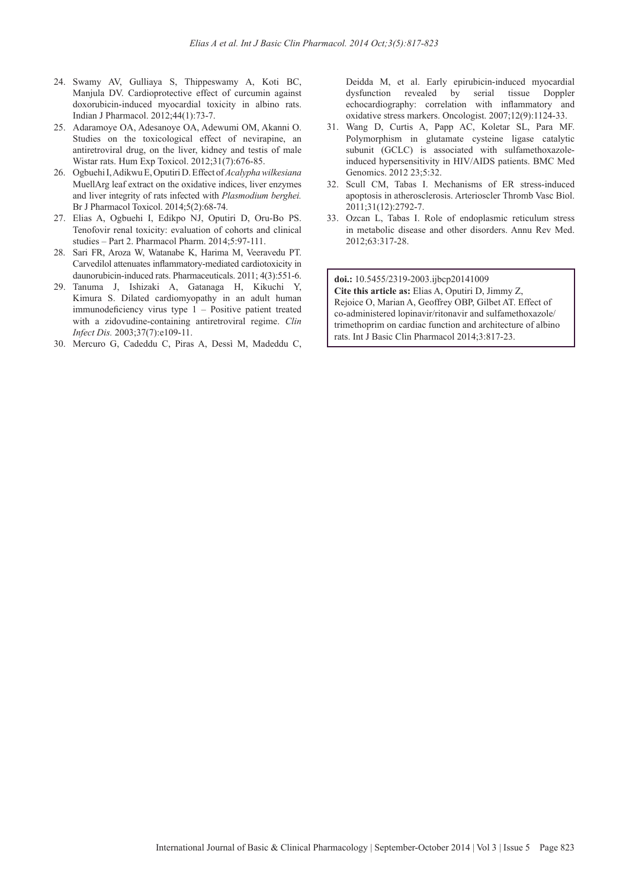24. Swamy AV, Gulliaya S, Thippeswamy A, Koti BC, Manjula DV. Cardioprotective effect of curcumin against doxorubicin-induced myocardial toxicity in albino rats. Indian J Pharmacol. 2012;44(1):73-7.
25. Adaramoye OA, Adesanoye OA, Adewumi OM, Akanni O. Studies on the toxicological effect of nevirapine, an antiretroviral drug, on the liver, kidney and testis of male Wistar rats. Hum Exp Toxicol. 2012;31(7):676-85.
26. Ogbuehi I, Adikwu E, Oputiri D. Effect of *Acalypha wilkesiana* MuellArg leaf extract on the oxidative indices, liver enzymes and liver integrity of rats infected with *Plasmodium berghei.* Br J Pharmacol Toxicol. 2014;5(2):68-74.
27. Elias A, Ogbuehi I, Edikpo NJ, Oputiri D, Oru-Bo PS. Tenofovir renal toxicity: evaluation of cohorts and clinical studies – Part 2. Pharmacol Pharm. 2014;5:97-111.
28. Sari FR, Aroza W, Watanabe K, Harima M, Veeravedu PT. Carvedilol attenuates inflammatory-mediated cardiotoxicity in daunorubicin-induced rats. Pharmaceuticals. 2011; 4(3):551-6.
29. Tanuma J, Ishizaki A, Gatanaga H, Kikuchi Y, Kimura S. Dilated cardiomyopathy in an adult human immunodeficiency virus type 1 – Positive patient treated with a zidovudine-containing antiretroviral regime. *Clin Infect Dis.* 2003;37(7):e109-11.
30. Mercuro G, Cadeddu C, Piras A, Dessì M, Madeddu C, Deidda M, et al. Early epirubicin-induced myocardial dysfunction revealed by serial tissue Doppler echocardiography: correlation with inflammatory and oxidative stress markers. Oncologist. 2007;12(9):1124-33.
31. Wang D, Curtis A, Papp AC, Koletar SL, Para MF. Polymorphism in glutamate cysteine ligase catalytic subunit (GCLC) is associated with sulfamethoxazole-induced hypersensitivity in HIV/AIDS patients. BMC Med Genomics. 2012 23;5:32.
32. Scull CM, Tabas I. Mechanisms of ER stress-induced apoptosis in atherosclerosis. Arterioscler Thromb Vasc Biol. 2011;31(12):2792-7.
33. Ozcan L, Tabas I. Role of endoplasmic reticulum stress in metabolic disease and other disorders. Annu Rev Med. 2012;63:317-28.

**doi.:** 10.5455/2319-2003.ijbcp20141009
**Cite this article as:** Elias A, Oputiri D, Jimmy Z, Rejoice O, Marian A, Geoffrey OBP, Gilbet AT. Effect of co-administered lopinavir/ritonavir and sulfamethoxazole/trimethoprim on cardiac function and architecture of albino rats. Int J Basic Clin Pharmacol 2014;3:817-23.